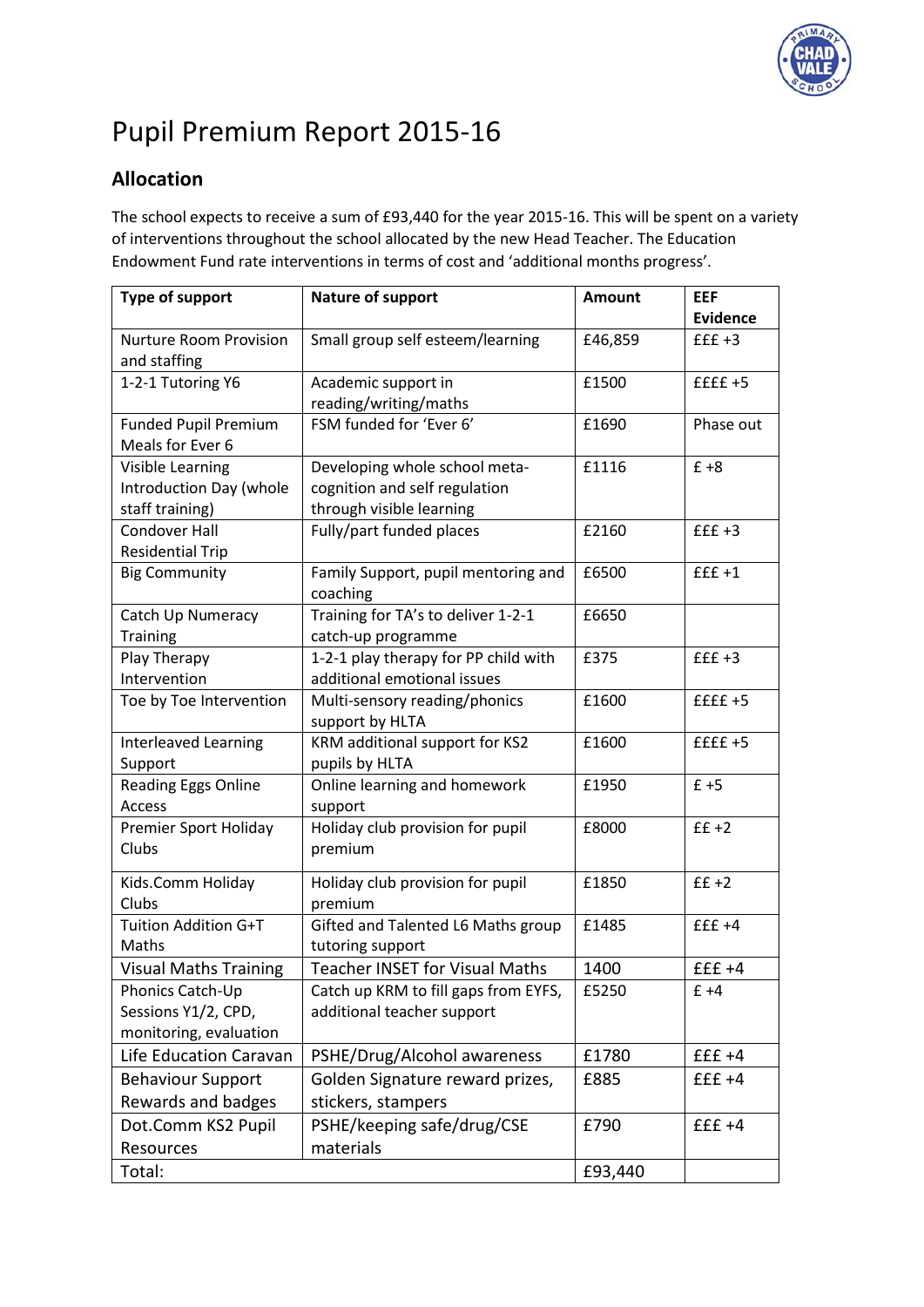# Pupil Premium Report 2015-16

## Allocation

The school expects to receive a sum of £93,440 for the year 2015-16. This will be spent on a variety of interventions throughout the school allocated by the new Head Teacher. The Education Endowment Fund rate interventions in terms of cost and 'additional months progress'.

| Type of support | Nature of support | Amount | EEF Evidence |
|---|---|---|---|
| Nurture Room Provision and staffing | Small group self esteem/learning | £46,859 | £££ +3 |
| 1-2-1 Tutoring Y6 | Academic support in reading/writing/maths | £1500 | ££££ +5 |
| Funded Pupil Premium Meals for Ever 6 | FSM funded for 'Ever 6' | £1690 | Phase out |
| Visible Learning Introduction Day (whole staff training) | Developing whole school meta-cognition and self regulation through visible learning | £1116 | £ +8 |
| Condover Hall Residential Trip | Fully/part funded places | £2160 | £££ +3 |
| Big Community | Family Support, pupil mentoring and coaching | £6500 | £££ +1 |
| Catch Up Numeracy Training | Training for TA's to deliver 1-2-1 catch-up programme | £6650 | |
| Play Therapy Intervention | 1-2-1 play therapy for PP child with additional emotional issues | £375 | £££ +3 |
| Toe by Toe Intervention | Multi-sensory reading/phonics support by HLTA | £1600 | ££££ +5 |
| Interleaved Learning Support | KRM additional support for KS2 pupils by HLTA | £1600 | ££££ +5 |
| Reading Eggs Online Access | Online learning and homework support | £1950 | £ +5 |
| Premier Sport Holiday Clubs | Holiday club provision for pupil premium | £8000 | ££ +2 |
| Kids.Comm Holiday Clubs | Holiday club provision for pupil premium | £1850 | ££ +2 |
| Tuition Addition G+T Maths | Gifted and Talented L6 Maths group tutoring support | £1485 | £££ +4 |
| Visual Maths Training | Teacher INSET for Visual Maths | 1400 | £££ +4 |
| Phonics Catch-Up Sessions Y1/2, CPD, monitoring, evaluation | Catch up KRM to fill gaps from EYFS, additional teacher support | £5250 | £ +4 |
| Life Education Caravan | PSHE/Drug/Alcohol awareness | £1780 | £££ +4 |
| Behaviour Support Rewards and badges | Golden Signature reward prizes, stickers, stampers | £885 | £££ +4 |
| Dot.Comm KS2 Pupil Resources | PSHE/keeping safe/drug/CSE materials | £790 | £££ +4 |
| Total: | | £93,440 | |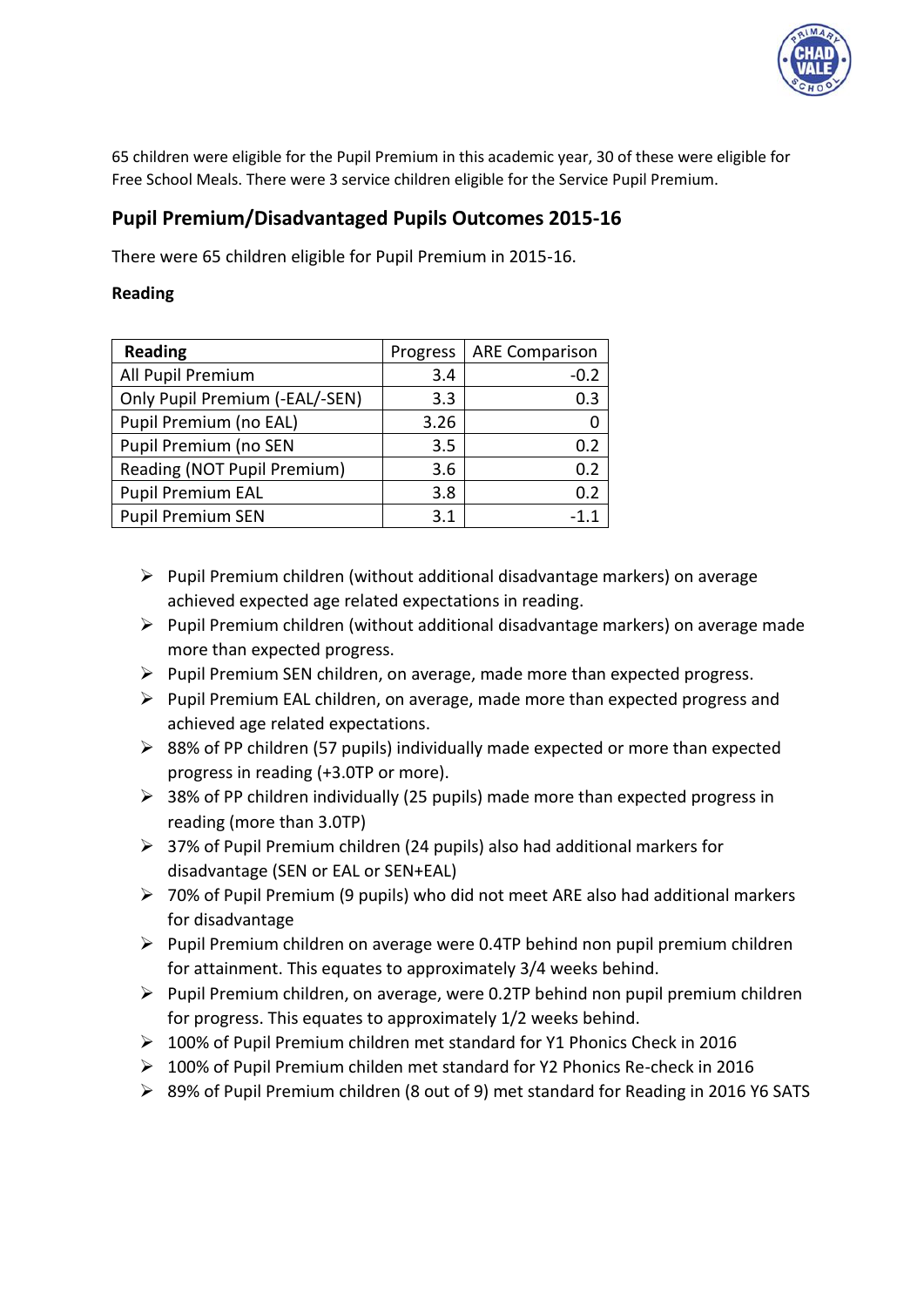65 children were eligible for the Pupil Premium in this academic year, 30 of these were eligible for Free School Meals. There were 3 service children eligible for the Service Pupil Premium.

## Pupil Premium/Disadvantaged Pupils Outcomes 2015-16

There were 65 children eligible for Pupil Premium in 2015-16.

**Reading**

| Reading | Progress | ARE Comparison |
|---|---|---|
| All Pupil Premium | 3.4 | -0.2 |
| Only Pupil Premium (-EAL/-SEN) | 3.3 | 0.3 |
| Pupil Premium (no EAL) | 3.26 | 0 |
| Pupil Premium (no SEN | 3.5 | 0.2 |
| Reading (NOT Pupil Premium) | 3.6 | 0.2 |
| Pupil Premium EAL | 3.8 | 0.2 |
| Pupil Premium SEN | 3.1 | -1.1 |

- Pupil Premium children (without additional disadvantage markers) on average achieved expected age related expectations in reading.
- Pupil Premium children (without additional disadvantage markers) on average made more than expected progress.
- Pupil Premium SEN children, on average, made more than expected progress.
- Pupil Premium EAL children, on average, made more than expected progress and achieved age related expectations.
- 88% of PP children (57 pupils) individually made expected or more than expected progress in reading (+3.0TP or more).
- 38% of PP children individually (25 pupils) made more than expected progress in reading (more than 3.0TP)
- 37% of Pupil Premium children (24 pupils) also had additional markers for disadvantage (SEN or EAL or SEN+EAL)
- 70% of Pupil Premium (9 pupils) who did not meet ARE also had additional markers for disadvantage
- Pupil Premium children on average were 0.4TP behind non pupil premium children for attainment. This equates to approximately 3/4 weeks behind.
- Pupil Premium children, on average, were 0.2TP behind non pupil premium children for progress. This equates to approximately 1/2 weeks behind.
- 100% of Pupil Premium children met standard for Y1 Phonics Check in 2016
- 100% of Pupil Premium childen met standard for Y2 Phonics Re-check in 2016
- 89% of Pupil Premium children (8 out of 9) met standard for Reading in 2016 Y6 SATS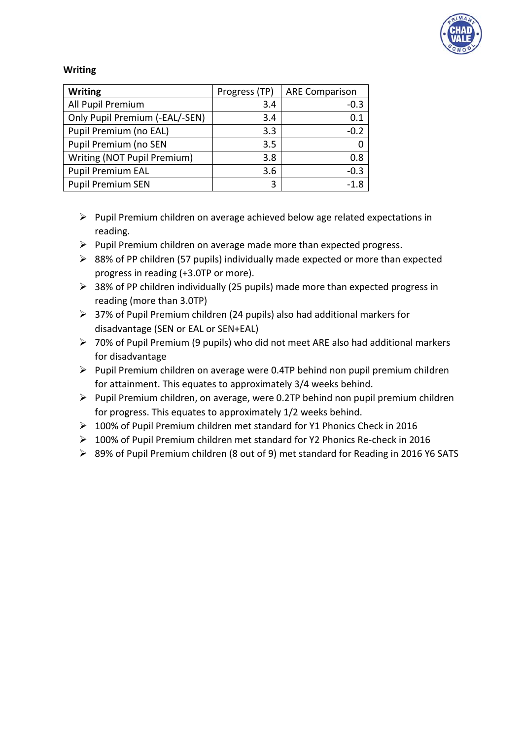**Writing**

| Writing | Progress (TP) | ARE Comparison |
|---|---|---|
| All Pupil Premium | 3.4 | -0.3 |
| Only Pupil Premium (-EAL/-SEN) | 3.4 | 0.1 |
| Pupil Premium (no EAL) | 3.3 | -0.2 |
| Pupil Premium (no SEN | 3.5 | 0 |
| Writing (NOT Pupil Premium) | 3.8 | 0.8 |
| Pupil Premium EAL | 3.6 | -0.3 |
| Pupil Premium SEN | 3 | -1.8 |

- Pupil Premium children on average achieved below age related expectations in reading.
- Pupil Premium children on average made more than expected progress.
- 88% of PP children (57 pupils) individually made expected or more than expected progress in reading (+3.0TP or more).
- 38% of PP children individually (25 pupils) made more than expected progress in reading (more than 3.0TP)
- 37% of Pupil Premium children (24 pupils) also had additional markers for disadvantage (SEN or EAL or SEN+EAL)
- 70% of Pupil Premium (9 pupils) who did not meet ARE also had additional markers for disadvantage
- Pupil Premium children on average were 0.4TP behind non pupil premium children for attainment. This equates to approximately 3/4 weeks behind.
- Pupil Premium children, on average, were 0.2TP behind non pupil premium children for progress. This equates to approximately 1/2 weeks behind.
- 100% of Pupil Premium children met standard for Y1 Phonics Check in 2016
- 100% of Pupil Premium children met standard for Y2 Phonics Re-check in 2016
- 89% of Pupil Premium children (8 out of 9) met standard for Reading in 2016 Y6 SATS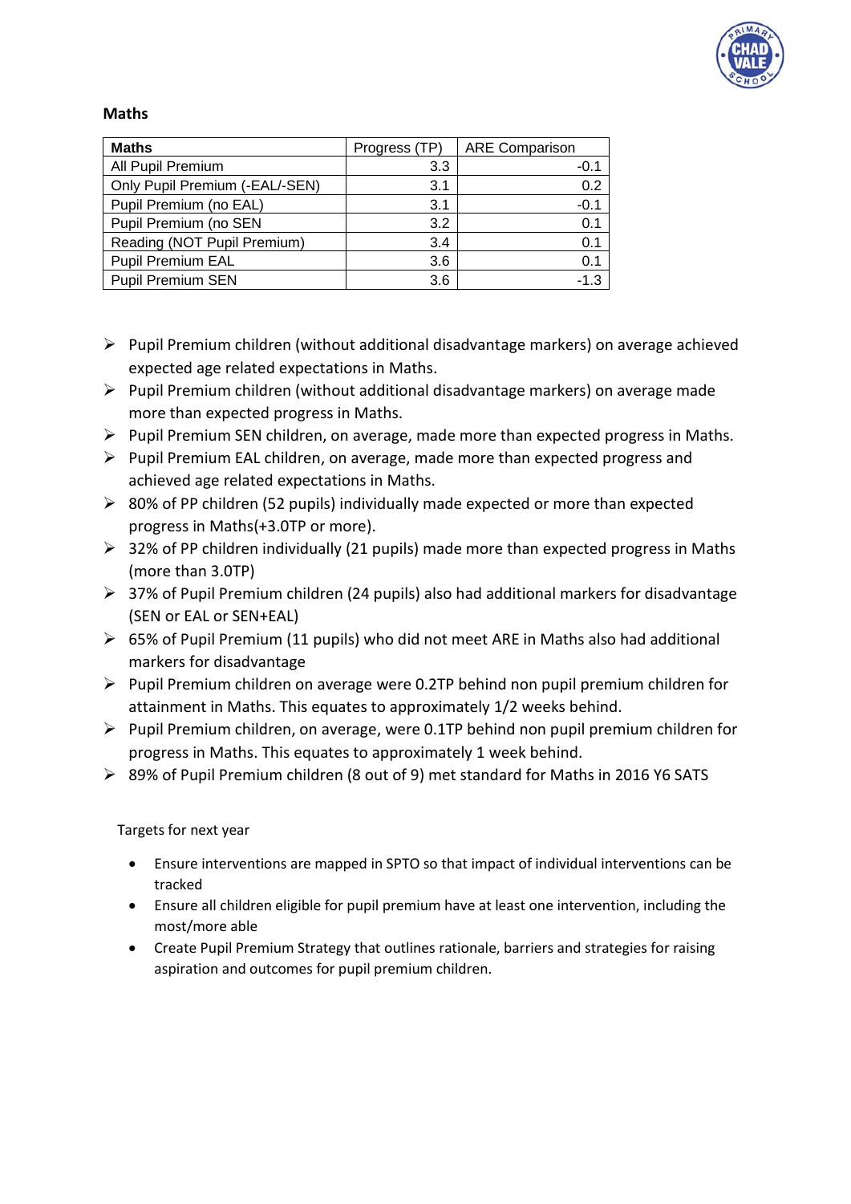**Maths**

| Maths | Progress (TP) | ARE Comparison |
|---|---|---|
| All Pupil Premium | 3.3 | -0.1 |
| Only Pupil Premium (-EAL/-SEN) | 3.1 | 0.2 |
| Pupil Premium (no EAL) | 3.1 | -0.1 |
| Pupil Premium (no SEN | 3.2 | 0.1 |
| Reading (NOT Pupil Premium) | 3.4 | 0.1 |
| Pupil Premium EAL | 3.6 | 0.1 |
| Pupil Premium SEN | 3.6 | -1.3 |

- Pupil Premium children (without additional disadvantage markers) on average achieved expected age related expectations in Maths.
- Pupil Premium children (without additional disadvantage markers) on average made more than expected progress in Maths.
- Pupil Premium SEN children, on average, made more than expected progress in Maths.
- Pupil Premium EAL children, on average, made more than expected progress and achieved age related expectations in Maths.
- 80% of PP children (52 pupils) individually made expected or more than expected progress in Maths(+3.0TP or more).
- 32% of PP children individually (21 pupils) made more than expected progress in Maths (more than 3.0TP)
- 37% of Pupil Premium children (24 pupils) also had additional markers for disadvantage (SEN or EAL or SEN+EAL)
- 65% of Pupil Premium (11 pupils) who did not meet ARE in Maths also had additional markers for disadvantage
- Pupil Premium children on average were 0.2TP behind non pupil premium children for attainment in Maths. This equates to approximately 1/2 weeks behind.
- Pupil Premium children, on average, were 0.1TP behind non pupil premium children for progress in Maths. This equates to approximately 1 week behind.
- 89% of Pupil Premium children (8 out of 9) met standard for Maths in 2016 Y6 SATS

Targets for next year

- Ensure interventions are mapped in SPTO so that impact of individual interventions can be tracked
- Ensure all children eligible for pupil premium have at least one intervention, including the most/more able
- Create Pupil Premium Strategy that outlines rationale, barriers and strategies for raising aspiration and outcomes for pupil premium children.